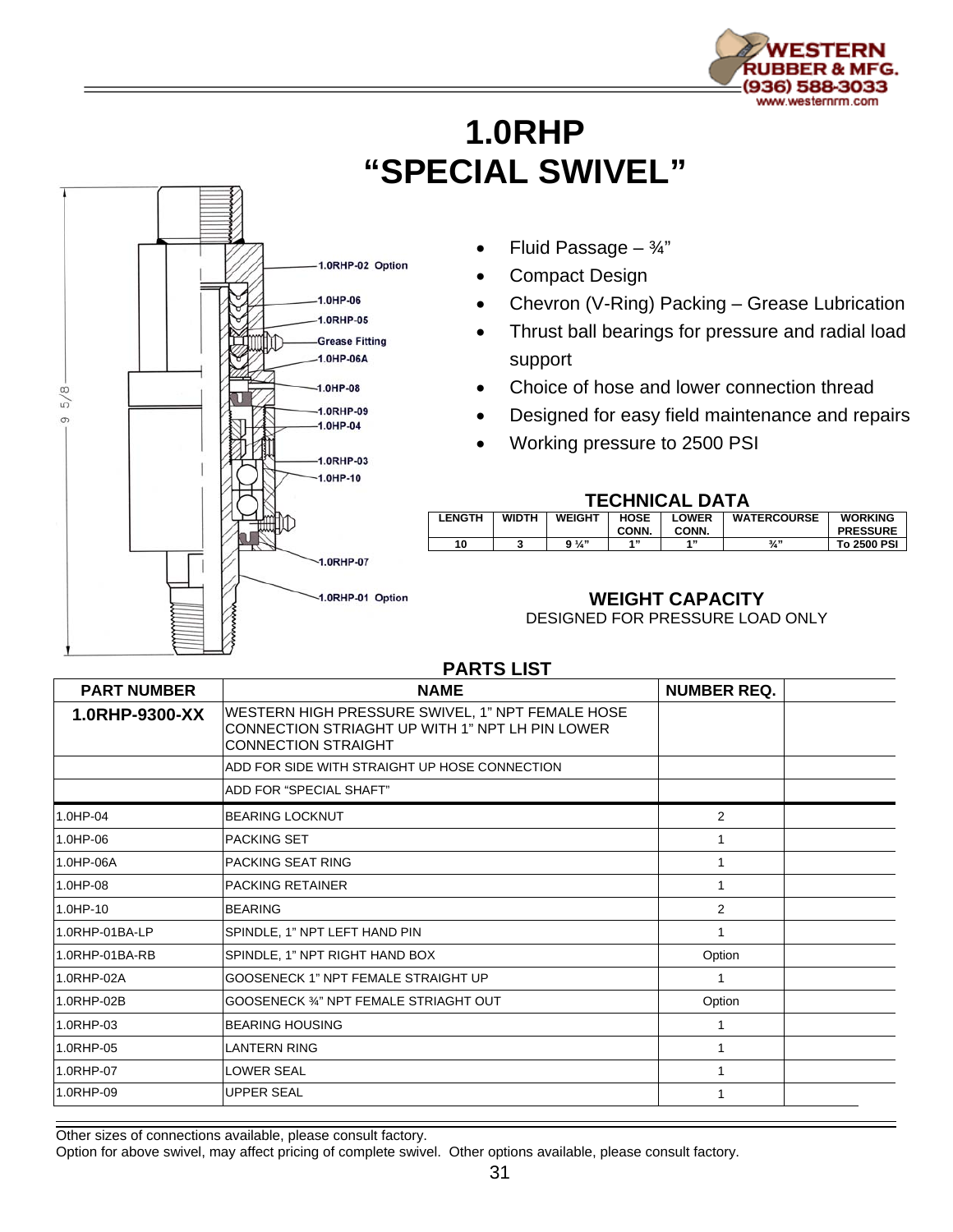# 1.0RHP
# "SPECIAL SWIVEL"

1.0RHP-02 Option
1.0HP-06
1.0RHP-05
Grease Fitting
1.0HP-06A
1.0HP-08
1.0RHP-09
1.0HP-04
1.0RHP-03
1.0HP-10
1.0RHP-07
1.0RHP-01 Option
9 5/8

- Fluid Passage – ¾"
- Compact Design
- Chevron (V-Ring) Packing – Grease Lubrication
- Thrust ball bearings for pressure and radial load support
- Choice of hose and lower connection thread
- Designed for easy field maintenance and repairs
- Working pressure to 2500 PSI

## TECHNICAL DATA

| LENGTH | WIDTH | WEIGHT | HOSE CONN. | LOWER CONN. | WATERCOURSE | WORKING PRESSURE |
|---|---|---|---|---|---|---|
| 10 | 3 | 9 ¼" | 1" | 1" | ¾" | To 2500 PSI |

## WEIGHT CAPACITY

DESIGNED FOR PRESSURE LOAD ONLY

## PARTS LIST

| PART NUMBER | NAME | NUMBER REQ. | |
|---|---|---|---|
| **1.0RHP-9300-XX** | WESTERN HIGH PRESSURE SWIVEL, 1" NPT FEMALE HOSE CONNECTION STRIAGHT UP WITH 1" NPT LH PIN LOWER CONNECTION STRAIGHT | | |
| | ADD FOR SIDE WITH STRAIGHT UP HOSE CONNECTION | | |
| | ADD FOR "SPECIAL SHAFT" | | |
| 1.0HP-04 | BEARING LOCKNUT | 2 | |
| 1.0HP-06 | PACKING SET | 1 | |
| 1.0HP-06A | PACKING SEAT RING | 1 | |
| 1.0HP-08 | PACKING RETAINER | 1 | |
| 1.0HP-10 | BEARING | 2 | |
| 1.0RHP-01BA-LP | SPINDLE, 1" NPT LEFT HAND PIN | 1 | |
| 1.0RHP-01BA-RB | SPINDLE, 1" NPT RIGHT HAND BOX | Option | |
| 1.0RHP-02A | GOOSENECK 1" NPT FEMALE STRAIGHT UP | 1 | |
| 1.0RHP-02B | GOOSENECK ¾" NPT FEMALE STRIAGHT OUT | Option | |
| 1.0RHP-03 | BEARING HOUSING | 1 | |
| 1.0RHP-05 | LANTERN RING | 1 | |
| 1.0RHP-07 | LOWER SEAL | 1 | |
| 1.0RHP-09 | UPPER SEAL | 1 | |

Other sizes of connections available, please consult factory.
Option for above swivel, may affect pricing of complete swivel. Other options available, please consult factory.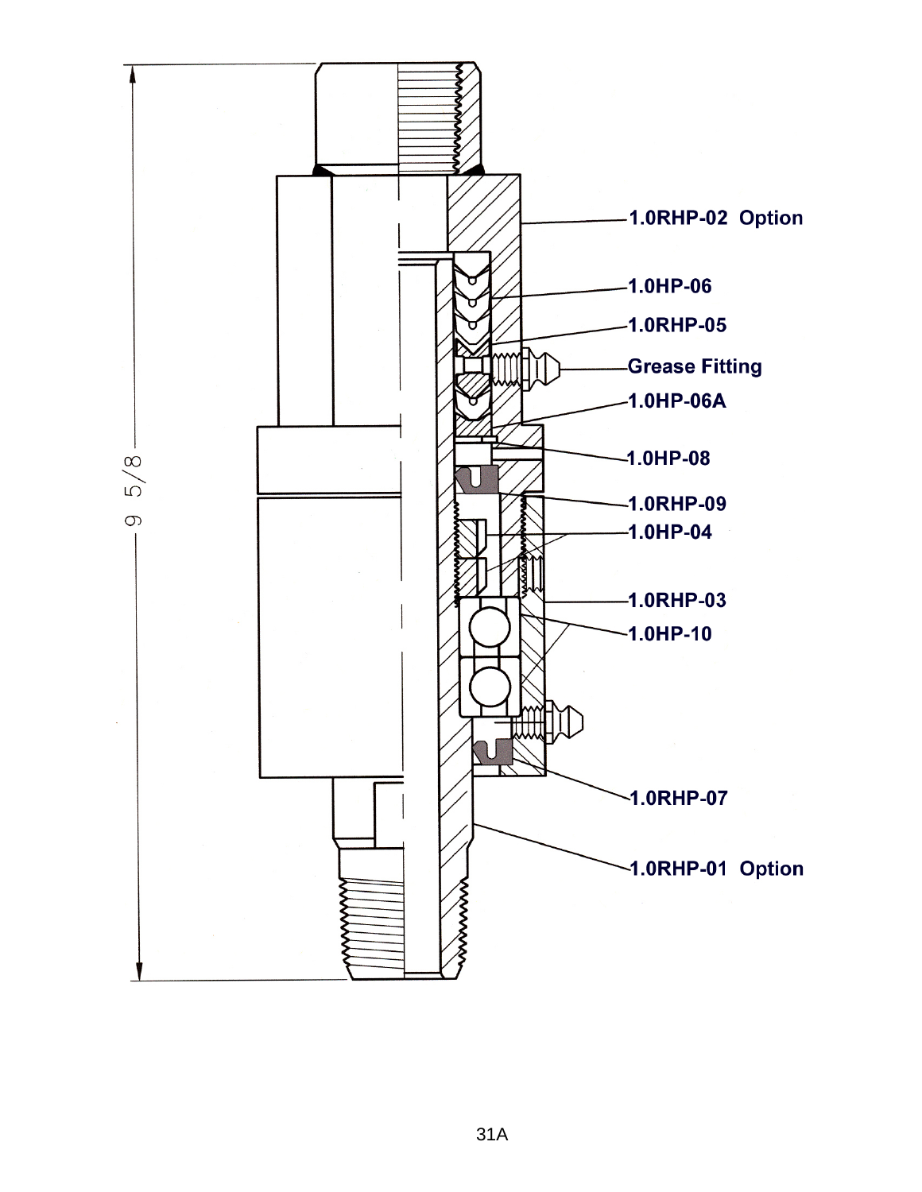9 5/8

1.0RHP-02 Option

1.0HP-06

1.0RHP-05

Grease Fitting

1.0HP-06A

1.0HP-08

1.0RHP-09

1.0HP-04

1.0RHP-03

1.0HP-10

1.0RHP-07

1.0RHP-01 Option